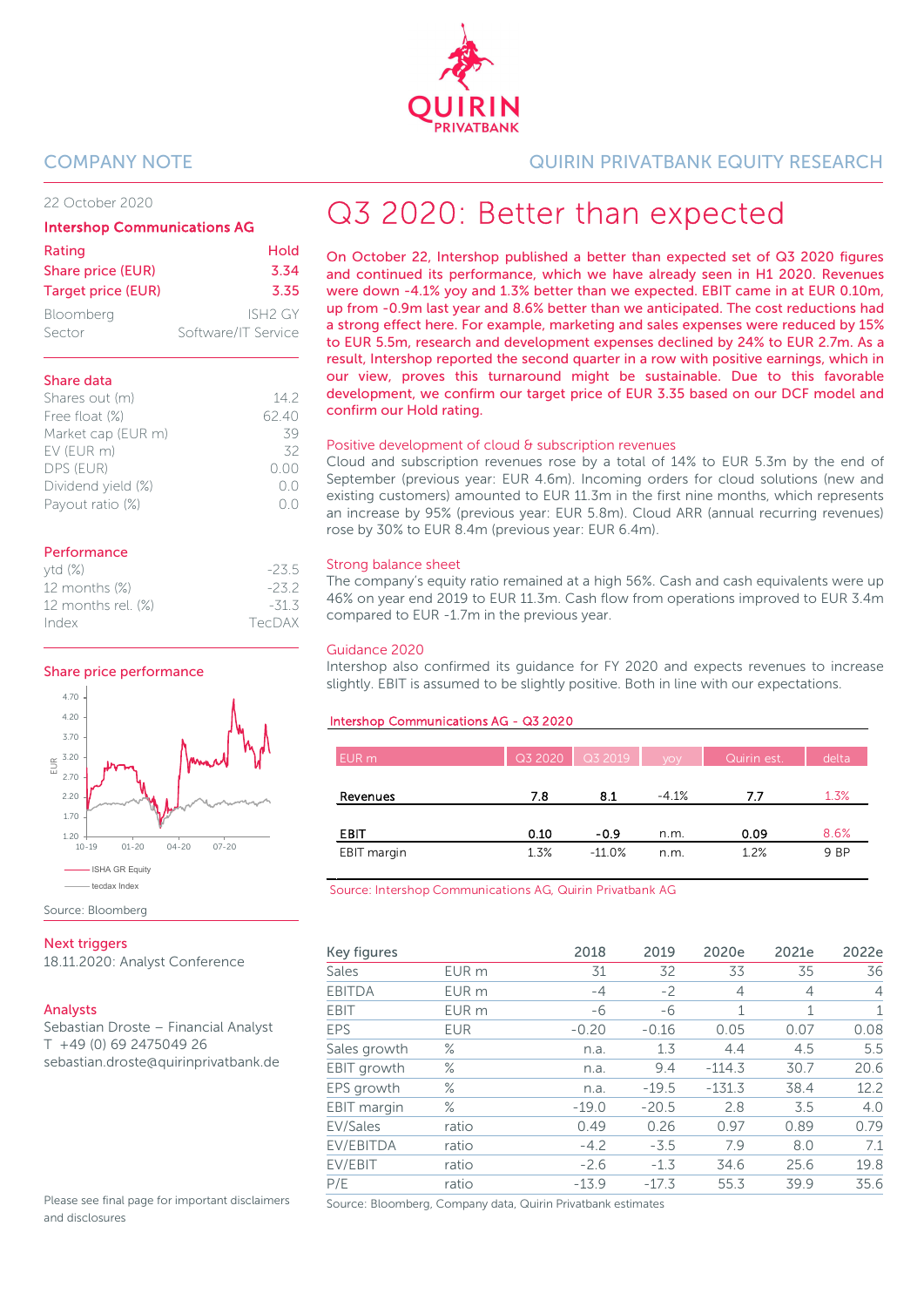COMPANY NOTE

QUIRIN PRIVATBANK EQUITY RESEARCH

22 October 2020

**Intershop Communications AG**

| | |
|---|---|
| Rating | Hold |
| Share price (EUR) | 3.34 |
| Target price (EUR) | 3.35 |
| Bloomberg | ISH2 GY |
| Sector | Software/IT Service |

**Share data**

| | |
|---|---|
| Shares out (m) | 14.2 |
| Free float (%) | 62.40 |
| Market cap (EUR m) | 39 |
| EV (EUR m) | 32 |
| DPS (EUR) | 0.00 |
| Dividend yield (%) | 0.0 |
| Payout ratio (%) | 0.0 |

**Performance**

| | |
|---|---|
| ytd (%) | -23.5 |
| 12 months (%) | -23.2 |
| 12 months rel. (%) | -31.3 |
| Index | TecDAX |

**Share price performance**

Source: Bloomberg

**Next triggers**

18.11.2020: Analyst Conference

**Analysts**

Sebastian Droste – Financial Analyst
T +49 (0) 69 2475049 26
sebastian.droste@quirinprivatbank.de

Please see final page for important disclaimers and disclosures

# Q3 2020: Better than expected

**On October 22, Intershop published a better than expected set of Q3 2020 figures and continued its performance, which we have already seen in H1 2020. Revenues were down -4.1% yoy and 1.3% better than we expected. EBIT came in at EUR 0.10m, up from -0.9m last year and 8.6% better than we anticipated. The cost reductions had a strong effect here. For example, marketing and sales expenses were reduced by 15% to EUR 5.5m, research and development expenses declined by 24% to EUR 2.7m. As a result, Intershop reported the second quarter in a row with positive earnings, which in our view, proves this turnaround might be sustainable. Due to this favorable development, we confirm our target price of EUR 3.35 based on our DCF model and confirm our Hold rating.**

## Positive development of cloud & subscription revenues

Cloud and subscription revenues rose by a total of 14% to EUR 5.3m by the end of September (previous year: EUR 4.6m). Incoming orders for cloud solutions (new and existing customers) amounted to EUR 11.3m in the first nine months, which represents an increase by 95% (previous year: EUR 5.8m). Cloud ARR (annual recurring revenues) rose by 30% to EUR 8.4m (previous year: EUR 6.4m).

## Strong balance sheet

The company's equity ratio remained at a high 56%. Cash and cash equivalents were up 46% on year end 2019 to EUR 11.3m. Cash flow from operations improved to EUR 3.4m compared to EUR -1.7m in the previous year.

## Guidance 2020

Intershop also confirmed its guidance for FY 2020 and expects revenues to increase slightly. EBIT is assumed to be slightly positive. Both in line with our expectations.

**Intershop Communications AG - Q3 2020**

| EUR m | Q3 2020 | Q3 2019 | yoy | Quirin est. | delta |
|---|---|---|---|---|---|
| **Revenues** | 7.8 | 8.1 | -4.1% | 7.7 | 1.3% |
| **EBIT** | 0.10 | -0.9 | n.m. | 0.09 | 8.6% |
| EBIT margin | 1.3% | -11.0% | n.m. | 1.2% | 9 BP |

Source: Intershop Communications AG, Quirin Privatbank AG

| Key figures | | 2018 | 2019 | 2020e | 2021e | 2022e |
|---|---|---|---|---|---|---|
| Sales | EUR m | 31 | 32 | 33 | 35 | 36 |
| EBITDA | EUR m | -4 | -2 | 4 | 4 | 4 |
| EBIT | EUR m | -6 | -6 | 1 | 1 | 1 |
| EPS | EUR | -0.20 | -0.16 | 0.05 | 0.07 | 0.08 |
| Sales growth | % | n.a. | 1.3 | 4.4 | 4.5 | 5.5 |
| EBIT growth | % | n.a. | 9.4 | -114.3 | 30.7 | 20.6 |
| EPS growth | % | n.a. | -19.5 | -131.3 | 38.4 | 12.2 |
| EBIT margin | % | -19.0 | -20.5 | 2.8 | 3.5 | 4.0 |
| EV/Sales | ratio | 0.49 | 0.26 | 0.97 | 0.89 | 0.79 |
| EV/EBITDA | ratio | -4.2 | -3.5 | 7.9 | 8.0 | 7.1 |
| EV/EBIT | ratio | -2.6 | -1.3 | 34.6 | 25.6 | 19.8 |
| P/E | ratio | -13.9 | -17.3 | 55.3 | 39.9 | 35.6 |

Source: Bloomberg, Company data, Quirin Privatbank estimates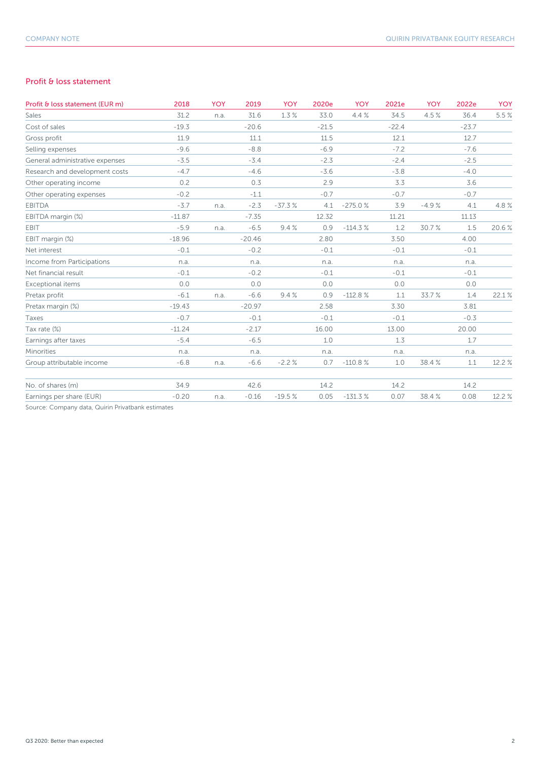## Profit & loss statement

| Profit & loss statement (EUR m) | 2018 | YOY | 2019 | YOY | 2020e | YOY | 2021e | YOY | 2022e | YOY |
|---|---|---|---|---|---|---|---|---|---|---|
| Sales | 31.2 | n.a. | 31.6 | 1.3 % | 33.0 | 4.4 % | 34.5 | 4.5 % | 36.4 | 5.5 % |
| Cost of sales | -19.3 | | -20.6 | | -21.5 | | -22.4 | | -23.7 | |
| Gross profit | 11.9 | | 11.1 | | 11.5 | | 12.1 | | 12.7 | |
| Selling expenses | -9.6 | | -8.8 | | -6.9 | | -7.2 | | -7.6 | |
| General administrative expenses | -3.5 | | -3.4 | | -2.3 | | -2.4 | | -2.5 | |
| Research and development costs | -4.7 | | -4.6 | | -3.6 | | -3.8 | | -4.0 | |
| Other operating income | 0.2 | | 0.3 | | 2.9 | | 3.3 | | 3.6 | |
| Other operating expenses | -0.2 | | -1.1 | | -0.7 | | -0.7 | | -0.7 | |
| EBITDA | -3.7 | n.a. | -2.3 | -37.3 % | 4.1 | -275.0 % | 3.9 | -4.9 % | 4.1 | 4.8 % |
| EBITDA margin (%) | -11.87 | | -7.35 | | 12.32 | | 11.21 | | 11.13 | |
| EBIT | -5.9 | n.a. | -6.5 | 9.4 % | 0.9 | -114.3 % | 1.2 | 30.7 % | 1.5 | 20.6 % |
| EBIT margin (%) | -18.96 | | -20.46 | | 2.80 | | 3.50 | | 4.00 | |
| Net interest | -0.1 | | -0.2 | | -0.1 | | -0.1 | | -0.1 | |
| Income from Participations | n.a. | | n.a. | | n.a. | | n.a. | | n.a. | |
| Net financial result | -0.1 | | -0.2 | | -0.1 | | -0.1 | | -0.1 | |
| Exceptional items | 0.0 | | 0.0 | | 0.0 | | 0.0 | | 0.0 | |
| Pretax profit | -6.1 | n.a. | -6.6 | 9.4 % | 0.9 | -112.8 % | 1.1 | 33.7 % | 1.4 | 22.1 % |
| Pretax margin (%) | -19.43 | | -20.97 | | 2.58 | | 3.30 | | 3.81 | |
| Taxes | -0.7 | | -0.1 | | -0.1 | | -0.1 | | -0.3 | |
| Tax rate (%) | -11.24 | | -2.17 | | 16.00 | | 13.00 | | 20.00 | |
| Earnings after taxes | -5.4 | | -6.5 | | 1.0 | | 1.3 | | 1.7 | |
| Minorities | n.a. | | n.a. | | n.a. | | n.a. | | n.a. | |
| Group attributable income | -6.8 | n.a. | -6.6 | -2.2 % | 0.7 | -110.8 % | 1.0 | 38.4 % | 1.1 | 12.2 % |
| | | | | | | | | | | |
| No. of shares (m) | 34.9 | | 42.6 | | 14.2 | | 14.2 | | 14.2 | |
| Earnings per share (EUR) | -0.20 | n.a. | -0.16 | -19.5 % | 0.05 | -131.3 % | 0.07 | 38.4 % | 0.08 | 12.2 % |

Source: Company data, Quirin Privatbank estimates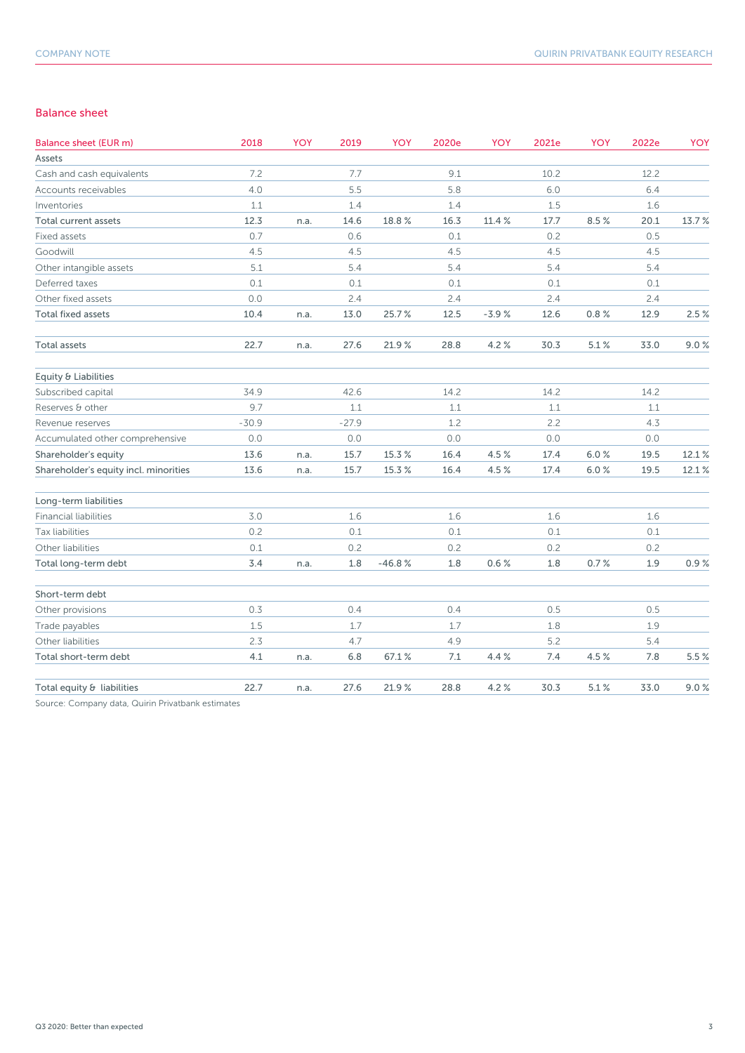## Balance sheet

| Balance sheet (EUR m) | 2018 | YOY | 2019 | YOY | 2020e | YOY | 2021e | YOY | 2022e | YOY |
|---|---|---|---|---|---|---|---|---|---|---|
| Assets | | | | | | | | | | |
| Cash and cash equivalents | 7.2 | | 7.7 | | 9.1 | | 10.2 | | 12.2 | |
| Accounts receivables | 4.0 | | 5.5 | | 5.8 | | 6.0 | | 6.4 | |
| Inventories | 1.1 | | 1.4 | | 1.4 | | 1.5 | | 1.6 | |
| Total current assets | 12.3 | n.a. | 14.6 | 18.8 % | 16.3 | 11.4 % | 17.7 | 8.5 % | 20.1 | 13.7 % |
| Fixed assets | 0.7 | | 0.6 | | 0.1 | | 0.2 | | 0.5 | |
| Goodwill | 4.5 | | 4.5 | | 4.5 | | 4.5 | | 4.5 | |
| Other intangible assets | 5.1 | | 5.4 | | 5.4 | | 5.4 | | 5.4 | |
| Deferred taxes | 0.1 | | 0.1 | | 0.1 | | 0.1 | | 0.1 | |
| Other fixed assets | 0.0 | | 2.4 | | 2.4 | | 2.4 | | 2.4 | |
| Total fixed assets | 10.4 | n.a. | 13.0 | 25.7 % | 12.5 | -3.9 % | 12.6 | 0.8 % | 12.9 | 2.5 % |
| | | | | | | | | | | |
| Total assets | 22.7 | n.a. | 27.6 | 21.9 % | 28.8 | 4.2 % | 30.3 | 5.1 % | 33.0 | 9.0 % |
| | | | | | | | | | | |
| Equity & Liabilities | | | | | | | | | | |
| Subscribed capital | 34.9 | | 42.6 | | 14.2 | | 14.2 | | 14.2 | |
| Reserves & other | 9.7 | | 1.1 | | 1.1 | | 1.1 | | 1.1 | |
| Revenue reserves | -30.9 | | -27.9 | | 1.2 | | 2.2 | | 4.3 | |
| Accumulated other comprehensive | 0.0 | | 0.0 | | 0.0 | | 0.0 | | 0.0 | |
| Shareholder's equity | 13.6 | n.a. | 15.7 | 15.3 % | 16.4 | 4.5 % | 17.4 | 6.0 % | 19.5 | 12.1 % |
| Shareholder's equity incl. minorities | 13.6 | n.a. | 15.7 | 15.3 % | 16.4 | 4.5 % | 17.4 | 6.0 % | 19.5 | 12.1 % |
| | | | | | | | | | | |
| Long-term liabilities | | | | | | | | | | |
| Financial liabilities | 3.0 | | 1.6 | | 1.6 | | 1.6 | | 1.6 | |
| Tax liabilities | 0.2 | | 0.1 | | 0.1 | | 0.1 | | 0.1 | |
| Other liabilities | 0.1 | | 0.2 | | 0.2 | | 0.2 | | 0.2 | |
| Total long-term debt | 3.4 | n.a. | 1.8 | -46.8 % | 1.8 | 0.6 % | 1.8 | 0.7 % | 1.9 | 0.9 % |
| | | | | | | | | | | |
| Short-term debt | | | | | | | | | | |
| Other provisions | 0.3 | | 0.4 | | 0.4 | | 0.5 | | 0.5 | |
| Trade payables | 1.5 | | 1.7 | | 1.7 | | 1.8 | | 1.9 | |
| Other liabilities | 2.3 | | 4.7 | | 4.9 | | 5.2 | | 5.4 | |
| Total short-term debt | 4.1 | n.a. | 6.8 | 67.1 % | 7.1 | 4.4 % | 7.4 | 4.5 % | 7.8 | 5.5 % |
| | | | | | | | | | | |
| Total equity & liabilities | 22.7 | n.a. | 27.6 | 21.9 % | 28.8 | 4.2 % | 30.3 | 5.1 % | 33.0 | 9.0 % |

Source: Company data, Quirin Privatbank estimates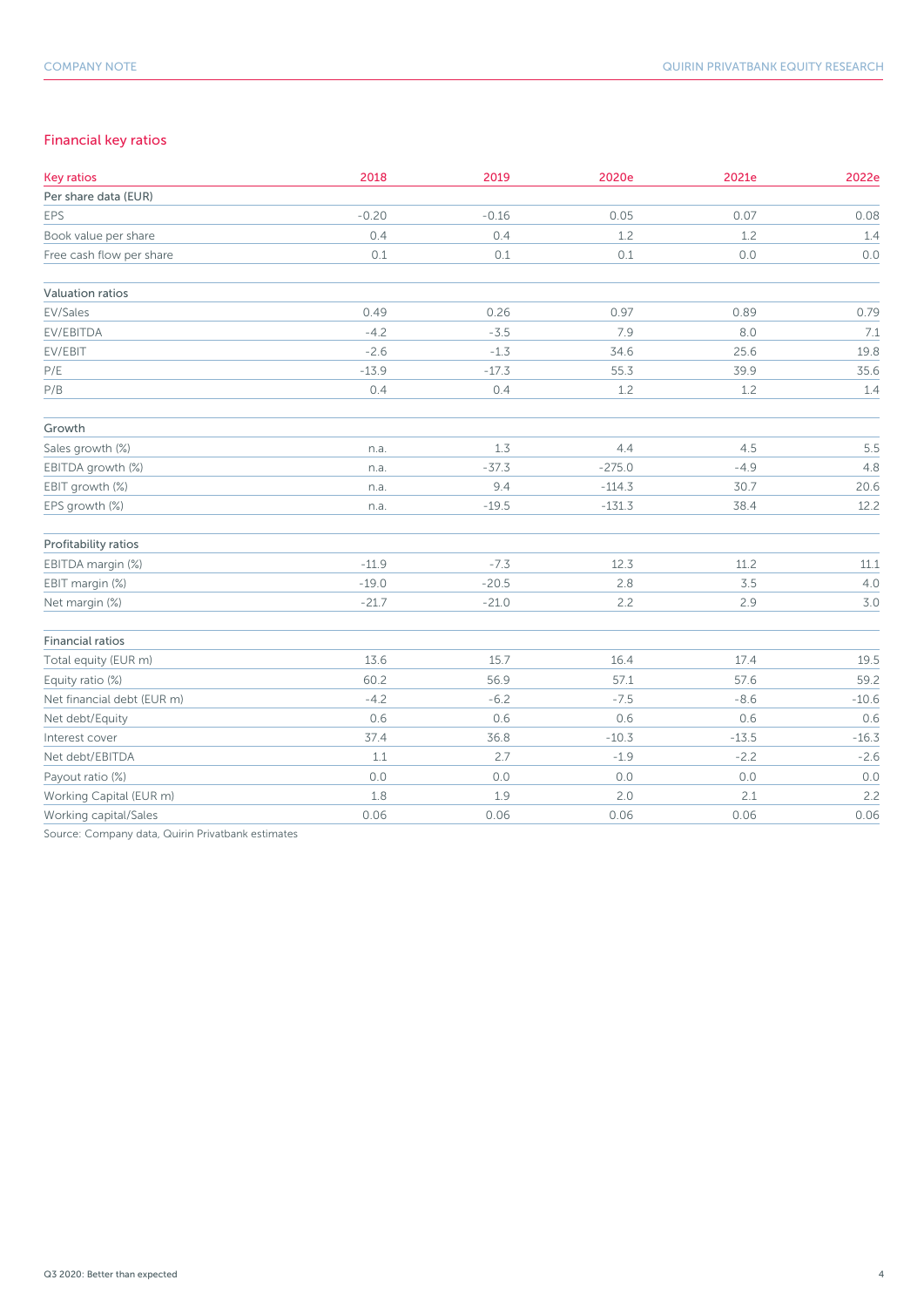## Financial key ratios

| Key ratios | 2018 | 2019 | 2020e | 2021e | 2022e |
|---|---|---|---|---|---|
| **Per share data (EUR)** | | | | | |
| EPS | -0.20 | -0.16 | 0.05 | 0.07 | 0.08 |
| Book value per share | 0.4 | 0.4 | 1.2 | 1.2 | 1.4 |
| Free cash flow per share | 0.1 | 0.1 | 0.1 | 0.0 | 0.0 |
| **Valuation ratios** | | | | | |
| EV/Sales | 0.49 | 0.26 | 0.97 | 0.89 | 0.79 |
| EV/EBITDA | -4.2 | -3.5 | 7.9 | 8.0 | 7.1 |
| EV/EBIT | -2.6 | -1.3 | 34.6 | 25.6 | 19.8 |
| P/E | -13.9 | -17.3 | 55.3 | 39.9 | 35.6 |
| P/B | 0.4 | 0.4 | 1.2 | 1.2 | 1.4 |
| **Growth** | | | | | |
| Sales growth (%) | n.a. | 1.3 | 4.4 | 4.5 | 5.5 |
| EBITDA growth (%) | n.a. | -37.3 | -275.0 | -4.9 | 4.8 |
| EBIT growth (%) | n.a. | 9.4 | -114.3 | 30.7 | 20.6 |
| EPS growth (%) | n.a. | -19.5 | -131.3 | 38.4 | 12.2 |
| **Profitability ratios** | | | | | |
| EBITDA margin (%) | -11.9 | -7.3 | 12.3 | 11.2 | 11.1 |
| EBIT margin (%) | -19.0 | -20.5 | 2.8 | 3.5 | 4.0 |
| Net margin (%) | -21.7 | -21.0 | 2.2 | 2.9 | 3.0 |
| **Financial ratios** | | | | | |
| Total equity (EUR m) | 13.6 | 15.7 | 16.4 | 17.4 | 19.5 |
| Equity ratio (%) | 60.2 | 56.9 | 57.1 | 57.6 | 59.2 |
| Net financial debt (EUR m) | -4.2 | -6.2 | -7.5 | -8.6 | -10.6 |
| Net debt/Equity | 0.6 | 0.6 | 0.6 | 0.6 | 0.6 |
| Interest cover | 37.4 | 36.8 | -10.3 | -13.5 | -16.3 |
| Net debt/EBITDA | 1.1 | 2.7 | -1.9 | -2.2 | -2.6 |
| Payout ratio (%) | 0.0 | 0.0 | 0.0 | 0.0 | 0.0 |
| Working Capital (EUR m) | 1.8 | 1.9 | 2.0 | 2.1 | 2.2 |
| Working capital/Sales | 0.06 | 0.06 | 0.06 | 0.06 | 0.06 |

Source: Company data, Quirin Privatbank estimates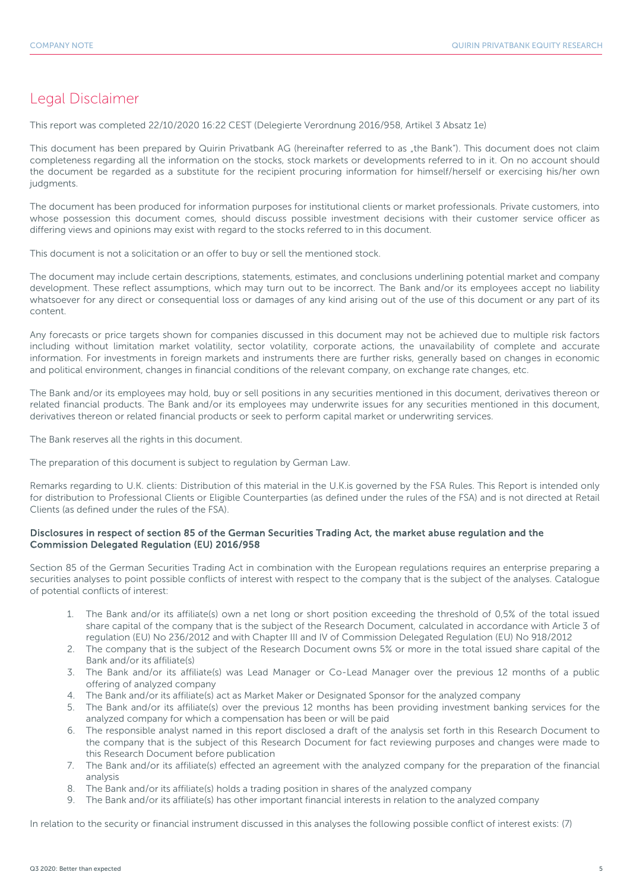# Legal Disclaimer

This report was completed 22/10/2020 16:22 CEST (Delegierte Verordnung 2016/958, Artikel 3 Absatz 1e)

This document has been prepared by Quirin Privatbank AG (hereinafter referred to as „the Bank"). This document does not claim completeness regarding all the information on the stocks, stock markets or developments referred to in it. On no account should the document be regarded as a substitute for the recipient procuring information for himself/herself or exercising his/her own judgments.

The document has been produced for information purposes for institutional clients or market professionals. Private customers, into whose possession this document comes, should discuss possible investment decisions with their customer service officer as differing views and opinions may exist with regard to the stocks referred to in this document.

This document is not a solicitation or an offer to buy or sell the mentioned stock.

The document may include certain descriptions, statements, estimates, and conclusions underlining potential market and company development. These reflect assumptions, which may turn out to be incorrect. The Bank and/or its employees accept no liability whatsoever for any direct or consequential loss or damages of any kind arising out of the use of this document or any part of its content.

Any forecasts or price targets shown for companies discussed in this document may not be achieved due to multiple risk factors including without limitation market volatility, sector volatility, corporate actions, the unavailability of complete and accurate information. For investments in foreign markets and instruments there are further risks, generally based on changes in economic and political environment, changes in financial conditions of the relevant company, on exchange rate changes, etc.

The Bank and/or its employees may hold, buy or sell positions in any securities mentioned in this document, derivatives thereon or related financial products. The Bank and/or its employees may underwrite issues for any securities mentioned in this document, derivatives thereon or related financial products or seek to perform capital market or underwriting services.

The Bank reserves all the rights in this document.

The preparation of this document is subject to regulation by German Law.

Remarks regarding to U.K. clients: Distribution of this material in the U.K.is governed by the FSA Rules. This Report is intended only for distribution to Professional Clients or Eligible Counterparties (as defined under the rules of the FSA) and is not directed at Retail Clients (as defined under the rules of the FSA).

**Disclosures in respect of section 85 of the German Securities Trading Act, the market abuse regulation and the Commission Delegated Regulation (EU) 2016/958**

Section 85 of the German Securities Trading Act in combination with the European regulations requires an enterprise preparing a securities analyses to point possible conflicts of interest with respect to the company that is the subject of the analyses. Catalogue of potential conflicts of interest:

1. The Bank and/or its affiliate(s) own a net long or short position exceeding the threshold of 0,5% of the total issued share capital of the company that is the subject of the Research Document, calculated in accordance with Article 3 of regulation (EU) No 236/2012 and with Chapter III and IV of Commission Delegated Regulation (EU) No 918/2012
2. The company that is the subject of the Research Document owns 5% or more in the total issued share capital of the Bank and/or its affiliate(s)
3. The Bank and/or its affiliate(s) was Lead Manager or Co-Lead Manager over the previous 12 months of a public offering of analyzed company
4. The Bank and/or its affiliate(s) act as Market Maker or Designated Sponsor for the analyzed company
5. The Bank and/or its affiliate(s) over the previous 12 months has been providing investment banking services for the analyzed company for which a compensation has been or will be paid
6. The responsible analyst named in this report disclosed a draft of the analysis set forth in this Research Document to the company that is the subject of this Research Document for fact reviewing purposes and changes were made to this Research Document before publication
7. The Bank and/or its affiliate(s) effected an agreement with the analyzed company for the preparation of the financial analysis
8. The Bank and/or its affiliate(s) holds a trading position in shares of the analyzed company
9. The Bank and/or its affiliate(s) has other important financial interests in relation to the analyzed company

In relation to the security or financial instrument discussed in this analyses the following possible conflict of interest exists: (7)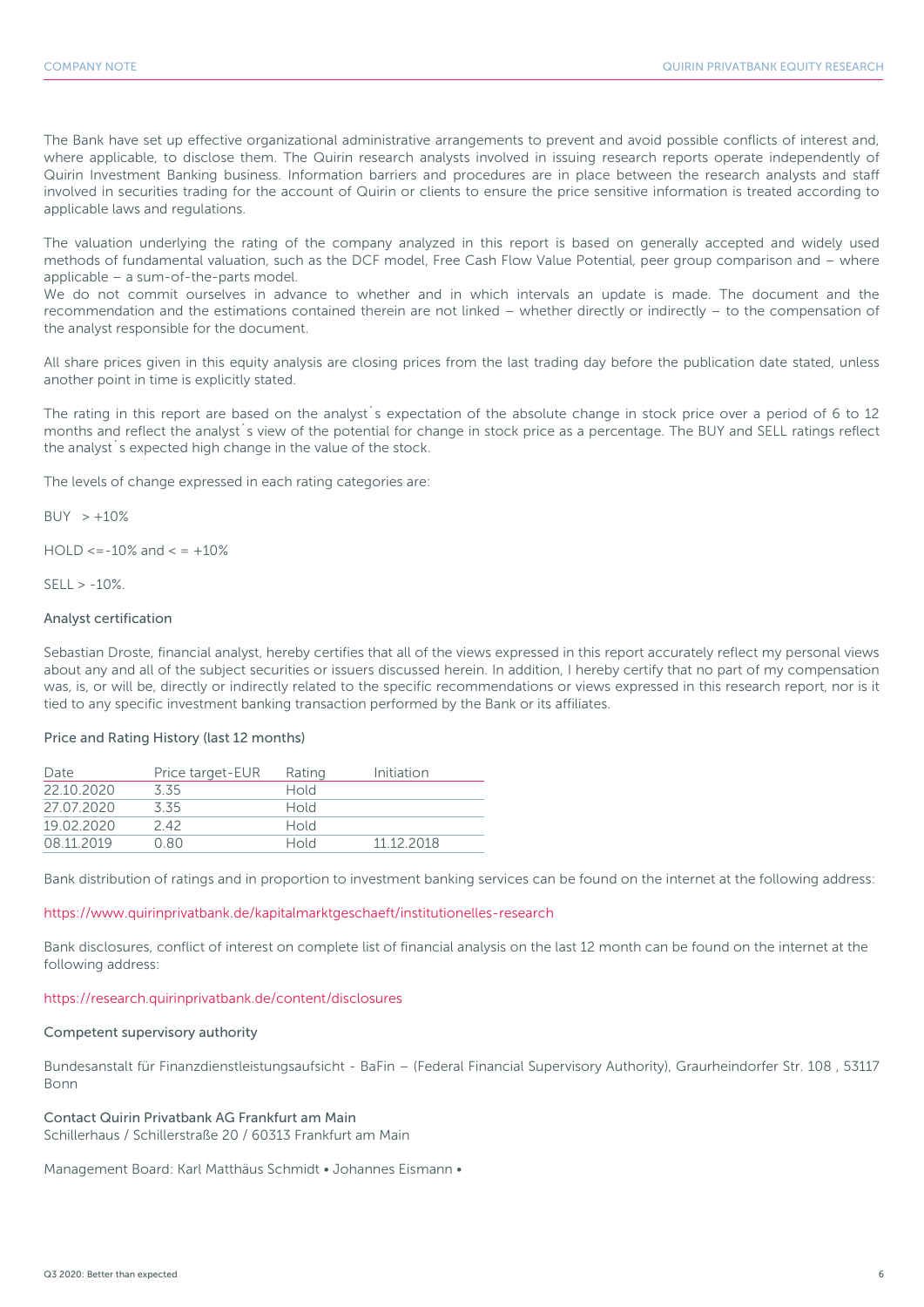The Bank have set up effective organizational administrative arrangements to prevent and avoid possible conflicts of interest and, where applicable, to disclose them. The Quirin research analysts involved in issuing research reports operate independently of Quirin Investment Banking business. Information barriers and procedures are in place between the research analysts and staff involved in securities trading for the account of Quirin or clients to ensure the price sensitive information is treated according to applicable laws and regulations.

The valuation underlying the rating of the company analyzed in this report is based on generally accepted and widely used methods of fundamental valuation, such as the DCF model, Free Cash Flow Value Potential, peer group comparison and – where applicable – a sum-of-the-parts model.
We do not commit ourselves in advance to whether and in which intervals an update is made. The document and the recommendation and the estimations contained therein are not linked – whether directly or indirectly – to the compensation of the analyst responsible for the document.

All share prices given in this equity analysis are closing prices from the last trading day before the publication date stated, unless another point in time is explicitly stated.

The rating in this report are based on the analyst´s expectation of the absolute change in stock price over a period of 6 to 12 months and reflect the analyst´s view of the potential for change in stock price as a percentage. The BUY and SELL ratings reflect the analyst´s expected high change in the value of the stock.

The levels of change expressed in each rating categories are:

BUY > +10%

HOLD <=-10% and < = +10%

SELL > -10%.

### Analyst certification

Sebastian Droste, financial analyst, hereby certifies that all of the views expressed in this report accurately reflect my personal views about any and all of the subject securities or issuers discussed herein. In addition, I hereby certify that no part of my compensation was, is, or will be, directly or indirectly related to the specific recommendations or views expressed in this research report, nor is it tied to any specific investment banking transaction performed by the Bank or its affiliates.

### Price and Rating History (last 12 months)

| Date | Price target-EUR | Rating | Initiation |
|---|---|---|---|
| 22.10.2020 | 3.35 | Hold | |
| 27.07.2020 | 3.35 | Hold | |
| 19.02.2020 | 2.42 | Hold | |
| 08.11.2019 | 0.80 | Hold | 11.12.2018 |

Bank distribution of ratings and in proportion to investment banking services can be found on the internet at the following address:

https://www.quirinprivatbank.de/kapitalmarktgeschaeft/institutionelles-research

Bank disclosures, conflict of interest on complete list of financial analysis on the last 12 month can be found on the internet at the following address:

https://research.quirinprivatbank.de/content/disclosures

### Competent supervisory authority

Bundesanstalt für Finanzdienstleistungsaufsicht - BaFin – (Federal Financial Supervisory Authority), Graurheindorfer Str. 108 , 53117 Bonn

### Contact Quirin Privatbank AG Frankfurt am Main

Schillerhaus / Schillerstraße 20 / 60313 Frankfurt am Main

Management Board: Karl Matthäus Schmidt • Johannes Eismann •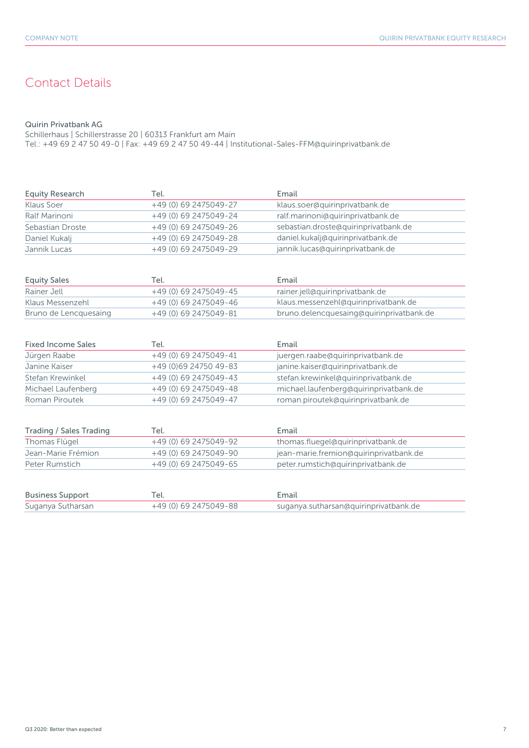# Contact Details

**Quirin Privatbank AG**
Schillerhaus | Schillerstrasse 20 | 60313 Frankfurt am Main
Tel.: +49 69 2 47 50 49-0 | Fax: +49 69 2 47 50 49-44 | Institutional-Sales-FFM@quirinprivatbank.de

| Equity Research | Tel. | Email |
|---|---|---|
| Klaus Soer | +49 (0) 69 2475049-27 | klaus.soer@quirinprivatbank.de |
| Ralf Marinoni | +49 (0) 69 2475049-24 | ralf.marinoni@quirinprivatbank.de |
| Sebastian Droste | +49 (0) 69 2475049-26 | sebastian.droste@quirinprivatbank.de |
| Daniel Kukalj | +49 (0) 69 2475049-28 | daniel.kukalj@quirinprivatbank.de |
| Jannik Lucas | +49 (0) 69 2475049-29 | jannik.lucas@quirinprivatbank.de |

| Equity Sales | Tel. | Email |
|---|---|---|
| Rainer Jell | +49 (0) 69 2475049-45 | rainer.jell@quirinprivatbank.de |
| Klaus Messenzehl | +49 (0) 69 2475049-46 | klaus.messenzehl@quirinprivatbank.de |
| Bruno de Lencquesaing | +49 (0) 69 2475049-81 | bruno.delencquesaing@quirinprivatbank.de |

| Fixed Income Sales | Tel. | Email |
|---|---|---|
| Jürgen Raabe | +49 (0) 69 2475049-41 | juergen.raabe@quirinprivatbank.de |
| Janine Kaiser | +49 (0)69 24750 49-83 | janine.kaiser@quirinprivatbank.de |
| Stefan Krewinkel | +49 (0) 69 2475049-43 | stefan.krewinkel@quirinprivatbank.de |
| Michael Laufenberg | +49 (0) 69 2475049-48 | michael.laufenberg@quirinprivatbank.de |
| Roman Piroutek | +49 (0) 69 2475049-47 | roman.piroutek@quirinprivatbank.de |

| Trading / Sales Trading | Tel. | Email |
|---|---|---|
| Thomas Flügel | +49 (0) 69 2475049-92 | thomas.fluegel@quirinprivatbank.de |
| Jean-Marie Frémion | +49 (0) 69 2475049-90 | jean-marie.fremion@quirinprivatbank.de |
| Peter Rumstich | +49 (0) 69 2475049-65 | peter.rumstich@quirinprivatbank.de |

| Business Support | Tel. | Email |
|---|---|---|
| Suganya Sutharsan | +49 (0) 69 2475049-88 | suganya.sutharsan@quirinprivatbank.de |